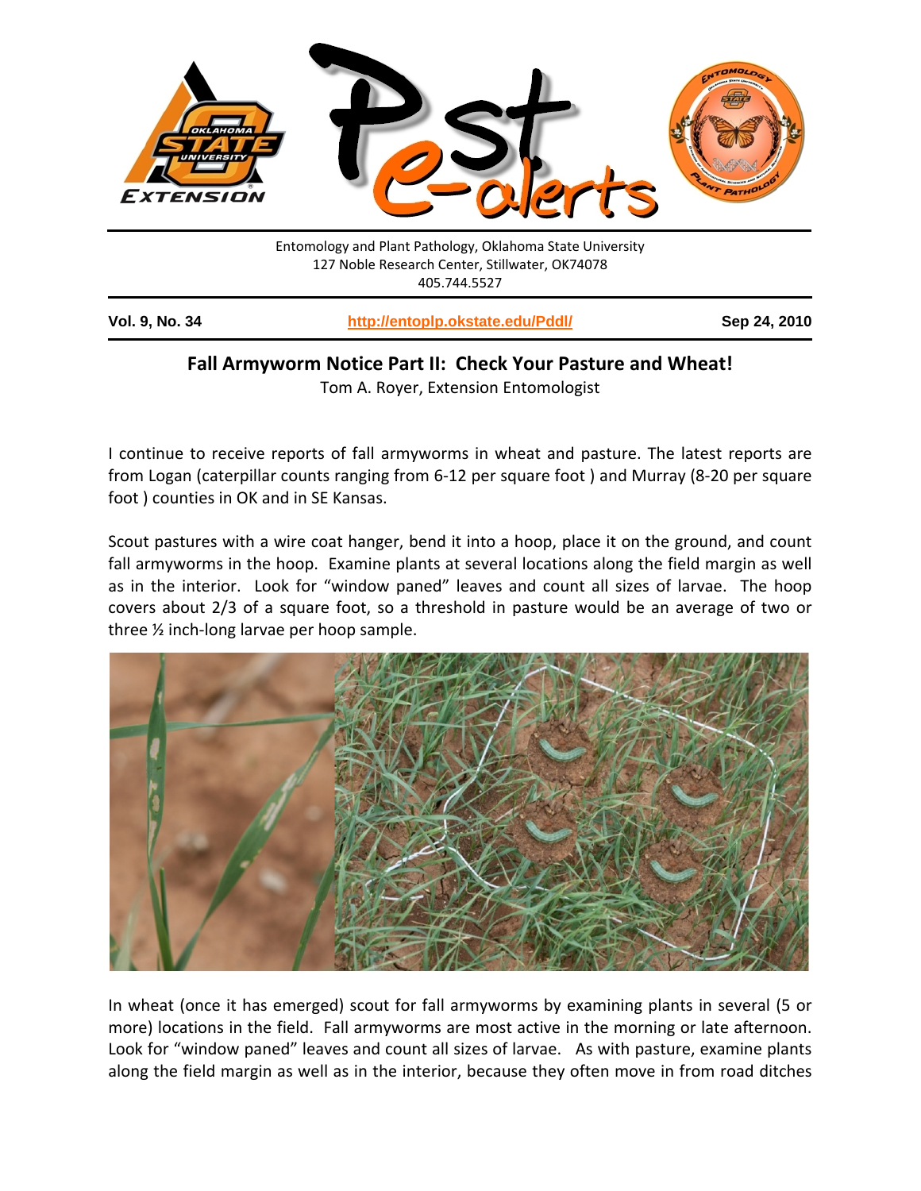Entomology and Plant Pathology, Oklahoma State University
127 Noble Research Center, Stillwater, OK74078
405.744.5527

**Vol. 9, No. 34** **http://entoplp.okstate.edu/Pddl/** **Sep 24, 2010**

## Fall Armyworm Notice Part II: Check Your Pasture and Wheat!

Tom A. Royer, Extension Entomologist

I continue to receive reports of fall armyworms in wheat and pasture. The latest reports are from Logan (caterpillar counts ranging from 6-12 per square foot ) and Murray (8-20 per square foot ) counties in OK and in SE Kansas.

Scout pastures with a wire coat hanger, bend it into a hoop, place it on the ground, and count fall armyworms in the hoop. Examine plants at several locations along the field margin as well as in the interior. Look for "window paned" leaves and count all sizes of larvae. The hoop covers about 2/3 of a square foot, so a threshold in pasture would be an average of two or three ½ inch-long larvae per hoop sample.

In wheat (once it has emerged) scout for fall armyworms by examining plants in several (5 or more) locations in the field. Fall armyworms are most active in the morning or late afternoon. Look for "window paned" leaves and count all sizes of larvae. As with pasture, examine plants along the field margin as well as in the interior, because they often move in from road ditches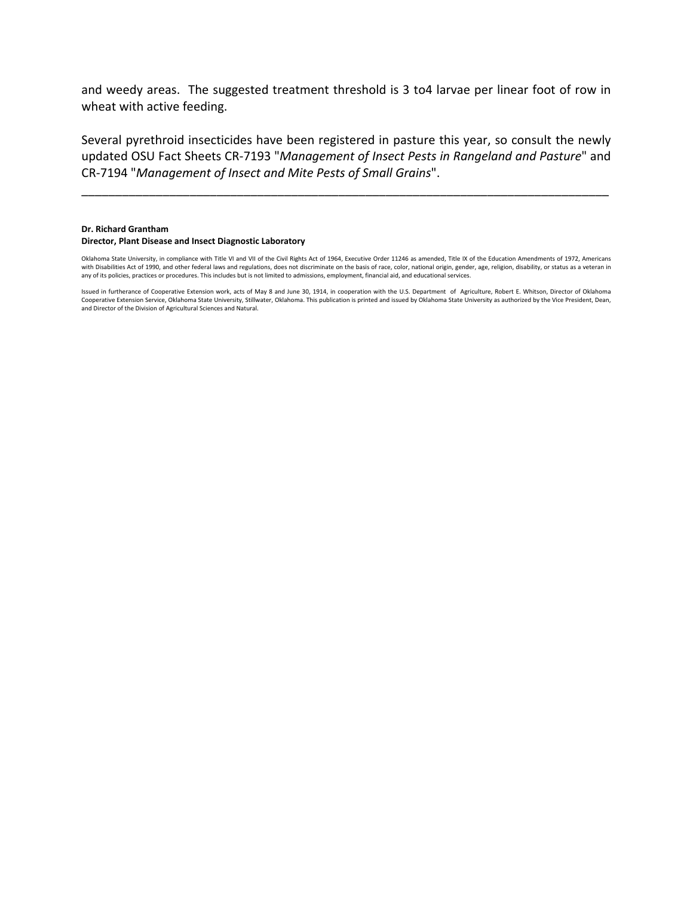and weedy areas. The suggested treatment threshold is 3 to4 larvae per linear foot of row in wheat with active feeding.

Several pyrethroid insecticides have been registered in pasture this year, so consult the newly updated OSU Fact Sheets CR-7193 "*Management of Insect Pests in Rangeland and Pasture*" and CR-7194 "*Management of Insect and Mite Pests of Small Grains*".

---

**Dr. Richard Grantham**
**Director, Plant Disease and Insect Diagnostic Laboratory**

Oklahoma State University, in compliance with Title VI and VII of the Civil Rights Act of 1964, Executive Order 11246 as amended, Title IX of the Education Amendments of 1972, Americans with Disabilities Act of 1990, and other federal laws and regulations, does not discriminate on the basis of race, color, national origin, gender, age, religion, disability, or status as a veteran in any of its policies, practices or procedures. This includes but is not limited to admissions, employment, financial aid, and educational services.

Issued in furtherance of Cooperative Extension work, acts of May 8 and June 30, 1914, in cooperation with the U.S. Department of Agriculture, Robert E. Whitson, Director of Oklahoma Cooperative Extension Service, Oklahoma State University, Stillwater, Oklahoma. This publication is printed and issued by Oklahoma State University as authorized by the Vice President, Dean, and Director of the Division of Agricultural Sciences and Natural.